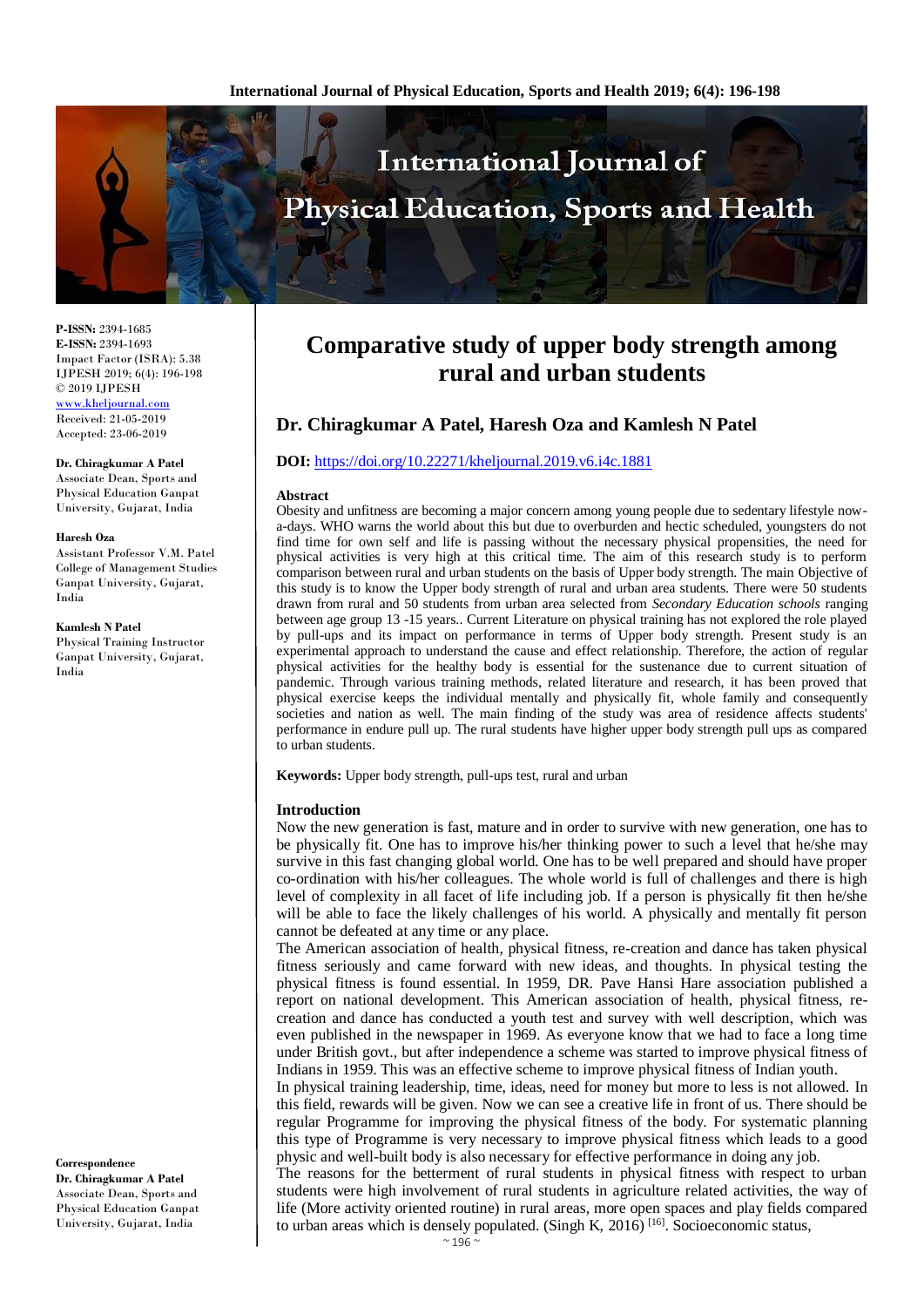**P-ISSN:** 2394-1685
**E-ISSN:** 2394-1693
Impact Factor (ISRA): 5.38
IJPESH 2019; 6(4): 196-198
© 2019 IJPESH
www.kheljournal.com
Received: 21-05-2019
Accepted: 23-06-2019

**Dr. Chiragkumar A Patel**
Associate Dean, Sports and Physical Education Ganpat University, Gujarat, India

**Haresh Oza**
Assistant Professor V.M. Patel College of Management Studies Ganpat University, Gujarat, India

**Kamlesh N Patel**
Physical Training Instructor Ganpat University, Gujarat, India

**Correspondence**
**Dr. Chiragkumar A Patel**
Associate Dean, Sports and Physical Education Ganpat University, Gujarat, India

# Comparative study of upper body strength among rural and urban students

## Dr. Chiragkumar A Patel, Haresh Oza and Kamlesh N Patel

**DOI:** https://doi.org/10.22271/kheljournal.2019.v6.i4c.1881

### Abstract

Obesity and unfitness are becoming a major concern among young people due to sedentary lifestyle now-a-days. WHO warns the world about this but due to overburden and hectic scheduled, youngsters do not find time for own self and life is passing without the necessary physical propensities, the need for physical activities is very high at this critical time. The aim of this research study is to perform comparison between rural and urban students on the basis of Upper body strength. The main Objective of this study is to know the Upper body strength of rural and urban area students. There were 50 students drawn from rural and 50 students from urban area selected from *Secondary Education schools* ranging between age group 13 -15 years.. Current Literature on physical training has not explored the role played by pull-ups and its impact on performance in terms of Upper body strength. Present study is an experimental approach to understand the cause and effect relationship. Therefore, the action of regular physical activities for the healthy body is essential for the sustenance due to current situation of pandemic. Through various training methods, related literature and research, it has been proved that physical exercise keeps the individual mentally and physically fit, whole family and consequently societies and nation as well. The main finding of the study was area of residence affects students' performance in endure pull up. The rural students have higher upper body strength pull ups as compared to urban students.

**Keywords:** Upper body strength, pull-ups test, rural and urban

### Introduction

Now the new generation is fast, mature and in order to survive with new generation, one has to be physically fit. One has to improve his/her thinking power to such a level that he/she may survive in this fast changing global world. One has to be well prepared and should have proper co-ordination with his/her colleagues. The whole world is full of challenges and there is high level of complexity in all facet of life including job. If a person is physically fit then he/she will be able to face the likely challenges of his world. A physically and mentally fit person cannot be defeated at any time or any place.

The American association of health, physical fitness, re-creation and dance has taken physical fitness seriously and came forward with new ideas, and thoughts. In physical testing the physical fitness is found essential. In 1959, DR. Pave Hansi Hare association published a report on national development. This American association of health, physical fitness, re-creation and dance has conducted a youth test and survey with well description, which was even published in the newspaper in 1969. As everyone know that we had to face a long time under British govt., but after independence a scheme was started to improve physical fitness of Indians in 1959. This was an effective scheme to improve physical fitness of Indian youth.

In physical training leadership, time, ideas, need for money but more to less is not allowed. In this field, rewards will be given. Now we can see a creative life in front of us. There should be regular Programme for improving the physical fitness of the body. For systematic planning this type of Programme is very necessary to improve physical fitness which leads to a good physic and well-built body is also necessary for effective performance in doing any job.

The reasons for the betterment of rural students in physical fitness with respect to urban students were high involvement of rural students in agriculture related activities, the way of life (More activity oriented routine) in rural areas, more open spaces and play fields compared to urban areas which is densely populated. (Singh K, 2016) [16]. Socioeconomic status,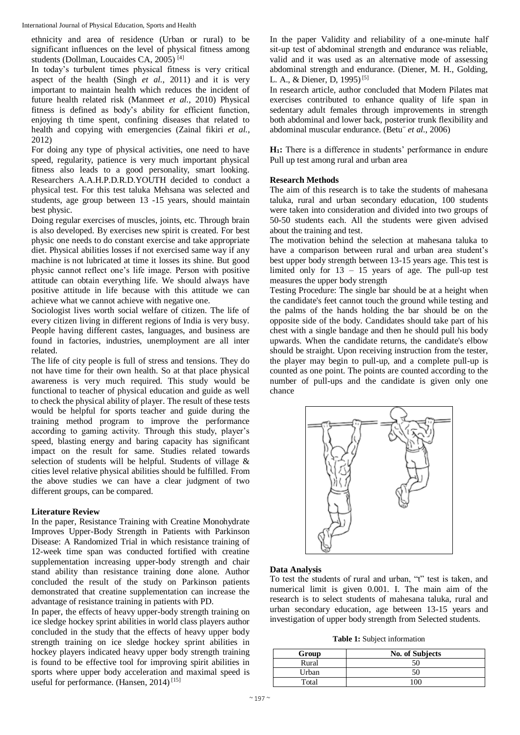ethnicity and area of residence (Urban or rural) to be significant influences on the level of physical fitness among students (Dollman, Loucaides CA, 2005) [4]

In today's turbulent times physical fitness is very critical aspect of the health (Singh *et al.*, 2011) and it is very important to maintain health which reduces the incident of future health related risk (Manmeet *et al.*, 2010) Physical fitness is defined as body's ability for efficient function, enjoying th time spent, confining diseases that related to health and copying with emergencies (Zainal fikiri *et al.*, 2012)

For doing any type of physical activities, one need to have speed, regularity, patience is very much important physical fitness also leads to a good personality, smart looking. Researchers A.A.H.P.D.R.D.YOUTH decided to conduct a physical test. For this test taluka Mehsana was selected and students, age group between 13 -15 years, should maintain best physic.

Doing regular exercises of muscles, joints, etc. Through brain is also developed. By exercises new spirit is created. For best physic one needs to do constant exercise and take appropriate diet. Physical abilities losses if not exercised same way if any machine is not lubricated at time it losses its shine. But good physic cannot reflect one's life image. Person with positive attitude can obtain everything life. We should always have positive attitude in life because with this attitude we can achieve what we cannot achieve with negative one.

Sociologist lives worth social welfare of citizen. The life of every citizen living in different regions of India is very busy. People having different castes, languages, and business are found in factories, industries, unemployment are all inter related.

The life of city people is full of stress and tensions. They do not have time for their own health. So at that place physical awareness is very much required. This study would be functional to teacher of physical education and guide as well to check the physical ability of player. The result of these tests would be helpful for sports teacher and guide during the training method program to improve the performance according to gaming activity. Through this study, player's speed, blasting energy and baring capacity has significant impact on the result for same. Studies related towards selection of students will be helpful. Students of village & cities level relative physical abilities should be fulfilled. From the above studies we can have a clear judgment of two different groups, can be compared.

## Literature Review

In the paper, Resistance Training with Creatine Monohydrate Improves Upper-Body Strength in Patients with Parkinson Disease: A Randomized Trial in which resistance training of 12-week time span was conducted fortified with creatine supplementation increasing upper-body strength and chair stand ability than resistance training done alone. Author concluded the result of the study on Parkinson patients demonstrated that creatine supplementation can increase the advantage of resistance training in patients with PD.

In paper, the effects of heavy upper-body strength training on ice sledge hockey sprint abilities in world class players author concluded in the study that the effects of heavy upper body strength training on ice sledge hockey sprint abilities in hockey players indicated heavy upper body strength training is found to be effective tool for improving sprint abilities in sports where upper body acceleration and maximal speed is useful for performance. (Hansen, 2014) [15]

In the paper Validity and reliability of a one-minute half sit-up test of abdominal strength and endurance was reliable, valid and it was used as an alternative mode of assessing abdominal strength and endurance. (Diener, M. H., Golding, L. A., & Diener, D, 1995) [5]

In research article, author concluded that Modern Pilates mat exercises contributed to enhance quality of life span in sedentary adult females through improvements in strength both abdominal and lower back, posterior trunk flexibility and abdominal muscular endurance. (Betu¨ *et al.*, 2006)

**$H_1$:** There is a difference in students' performance in endure Pull up test among rural and urban area

## Research Methods

The aim of this research is to take the students of mahesana taluka, rural and urban secondary education, 100 students were taken into consideration and divided into two groups of 50-50 students each. All the students were given advised about the training and test.

The motivation behind the selection at mahesana taluka to have a comparison between rural and urban area student's best upper body strength between 13-15 years age. This test is limited only for 13 – 15 years of age. The pull-up test measures the upper body strength

Testing Procedure: The single bar should be at a height when the candidate's feet cannot touch the ground while testing and the palms of the hands holding the bar should be on the opposite side of the body. Candidates should take part of his chest with a single bandage and then he should pull his body upwards. When the candidate returns, the candidate's elbow should be straight. Upon receiving instruction from the tester, the player may begin to pull-up, and a complete pull-up is counted as one point. The points are counted according to the number of pull-ups and the candidate is given only one chance

## Data Analysis

To test the students of rural and urban, "t" test is taken, and numerical limit is given 0.001. I. The main aim of the research is to select students of mahesana taluka, rural and urban secondary education, age between 13-15 years and investigation of upper body strength from Selected students.

**Table 1:** Subject information

| Group | No. of Subjects |
|---|---|
| Rural | 50 |
| Urban | 50 |
| Total | 100 |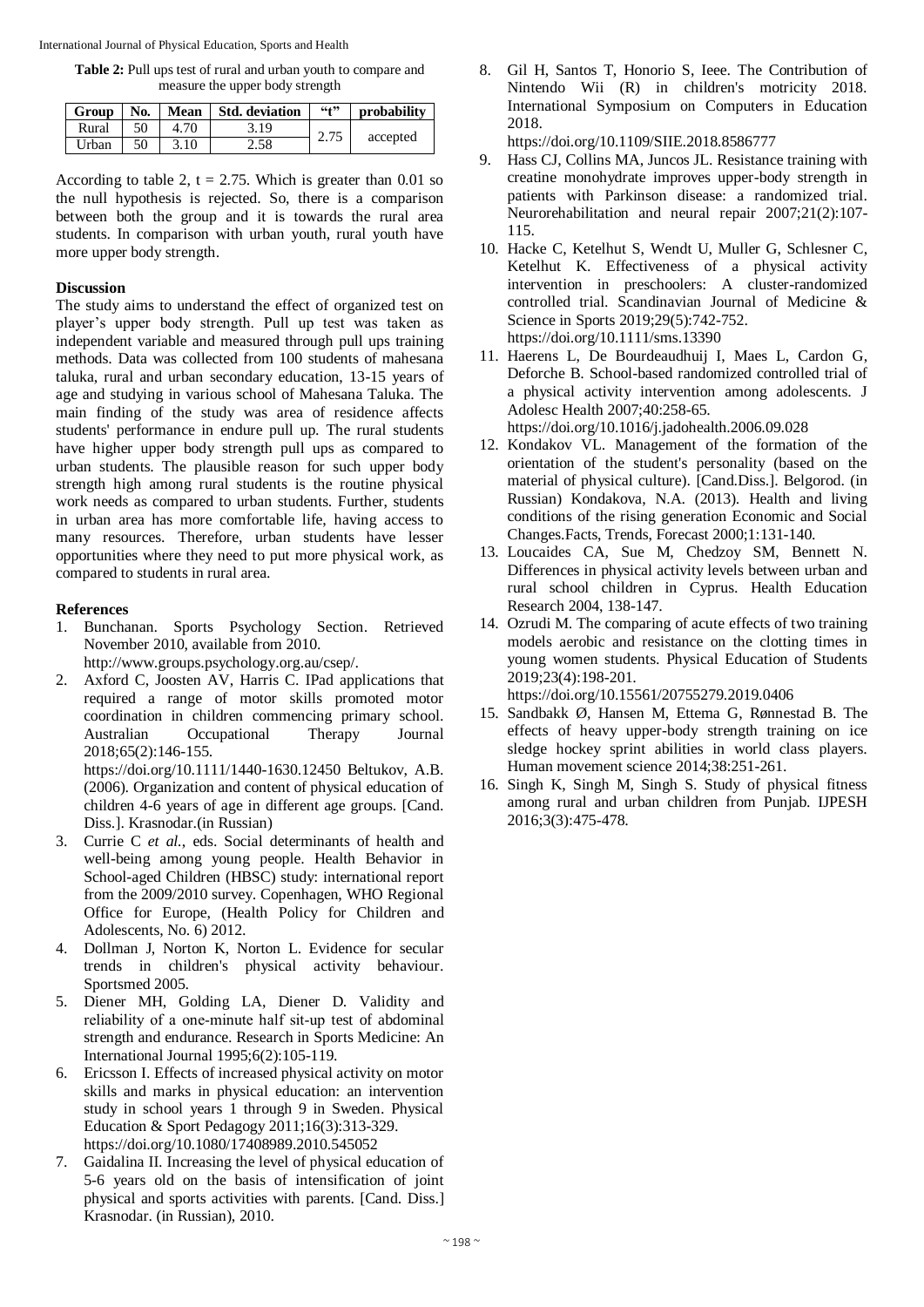**Table 2:** Pull ups test of rural and urban youth to compare and measure the upper body strength

| Group | No. | Mean | Std. deviation | "t" | probability |
| --- | --- | --- | --- | --- | --- |
| Rural | 50 | 4.70 | 3.19 | 2.75 | accepted |
| Urban | 50 | 3.10 | 2.58 | | |

According to table 2, t = 2.75. Which is greater than 0.01 so the null hypothesis is rejected. So, there is a comparison between both the group and it is towards the rural area students. In comparison with urban youth, rural youth have more upper body strength.

## Discussion

The study aims to understand the effect of organized test on player's upper body strength. Pull up test was taken as independent variable and measured through pull ups training methods. Data was collected from 100 students of mahesana taluka, rural and urban secondary education, 13-15 years of age and studying in various school of Mahesana Taluka. The main finding of the study was area of residence affects students' performance in endure pull up. The rural students have higher upper body strength pull ups as compared to urban students. The plausible reason for such upper body strength high among rural students is the routine physical work needs as compared to urban students. Further, students in urban area has more comfortable life, having access to many resources. Therefore, urban students have lesser opportunities where they need to put more physical work, as compared to students in rural area.

## References

1. Bunchanan. Sports Psychology Section. Retrieved November 2010, available from 2010. http://www.groups.psychology.org.au/csep/.
2. Axford C, Joosten AV, Harris C. IPad applications that required a range of motor skills promoted motor coordination in children commencing primary school. Australian Occupational Therapy Journal 2018;65(2):146-155. https://doi.org/10.1111/1440-1630.12450 Beltukov, A.B. (2006). Organization and content of physical education of children 4-6 years of age in different age groups. [Cand. Diss.]. Krasnodar.(in Russian)
3. Currie C *et al.*, eds. Social determinants of health and well-being among young people. Health Behavior in School-aged Children (HBSC) study: international report from the 2009/2010 survey. Copenhagen, WHO Regional Office for Europe, (Health Policy for Children and Adolescents, No. 6) 2012.
4. Dollman J, Norton K, Norton L. Evidence for secular trends in children's physical activity behaviour. Sportsmed 2005.
5. Diener MH, Golding LA, Diener D. Validity and reliability of a one-minute half sit-up test of abdominal strength and endurance. Research in Sports Medicine: An International Journal 1995;6(2):105-119.
6. Ericsson I. Effects of increased physical activity on motor skills and marks in physical education: an intervention study in school years 1 through 9 in Sweden. Physical Education & Sport Pedagogy 2011;16(3):313-329. https://doi.org/10.1080/17408989.2010.545052
7. Gaidalina II. Increasing the level of physical education of 5-6 years old on the basis of intensification of joint physical and sports activities with parents. [Cand. Diss.] Krasnodar. (in Russian), 2010.
8. Gil H, Santos T, Honorio S, Ieee. The Contribution of Nintendo Wii (R) in children's motricity 2018. International Symposium on Computers in Education 2018. https://doi.org/10.1109/SIIE.2018.8586777
9. Hass CJ, Collins MA, Juncos JL. Resistance training with creatine monohydrate improves upper-body strength in patients with Parkinson disease: a randomized trial. Neurorehabilitation and neural repair 2007;21(2):107-115.
10. Hacke C, Ketelhut S, Wendt U, Muller G, Schlesner C, Ketelhut K. Effectiveness of a physical activity intervention in preschoolers: A cluster-randomized controlled trial. Scandinavian Journal of Medicine & Science in Sports 2019;29(5):742-752. https://doi.org/10.1111/sms.13390
11. Haerens L, De Bourdeaudhuij I, Maes L, Cardon G, Deforche B. School-based randomized controlled trial of a physical activity intervention among adolescents. J Adolesc Health 2007;40:258-65. https://doi.org/10.1016/j.jadohealth.2006.09.028
12. Kondakov VL. Management of the formation of the orientation of the student's personality (based on the material of physical culture). [Cand.Diss.]. Belgorod. (in Russian) Kondakova, N.A. (2013). Health and living conditions of the rising generation Economic and Social Changes.Facts, Trends, Forecast 2000;1:131-140.
13. Loucaides CA, Sue M, Chedzoy SM, Bennett N. Differences in physical activity levels between urban and rural school children in Cyprus. Health Education Research 2004, 138-147.
14. Ozrudi M. The comparing of acute effects of two training models aerobic and resistance on the clotting times in young women students. Physical Education of Students 2019;23(4):198-201. https://doi.org/10.15561/20755279.2019.0406
15. Sandbakk Ø, Hansen M, Ettema G, Rønnestad B. The effects of heavy upper-body strength training on ice sledge hockey sprint abilities in world class players. Human movement science 2014;38:251-261.
16. Singh K, Singh M, Singh S. Study of physical fitness among rural and urban children from Punjab. IJPESH 2016;3(3):475-478.